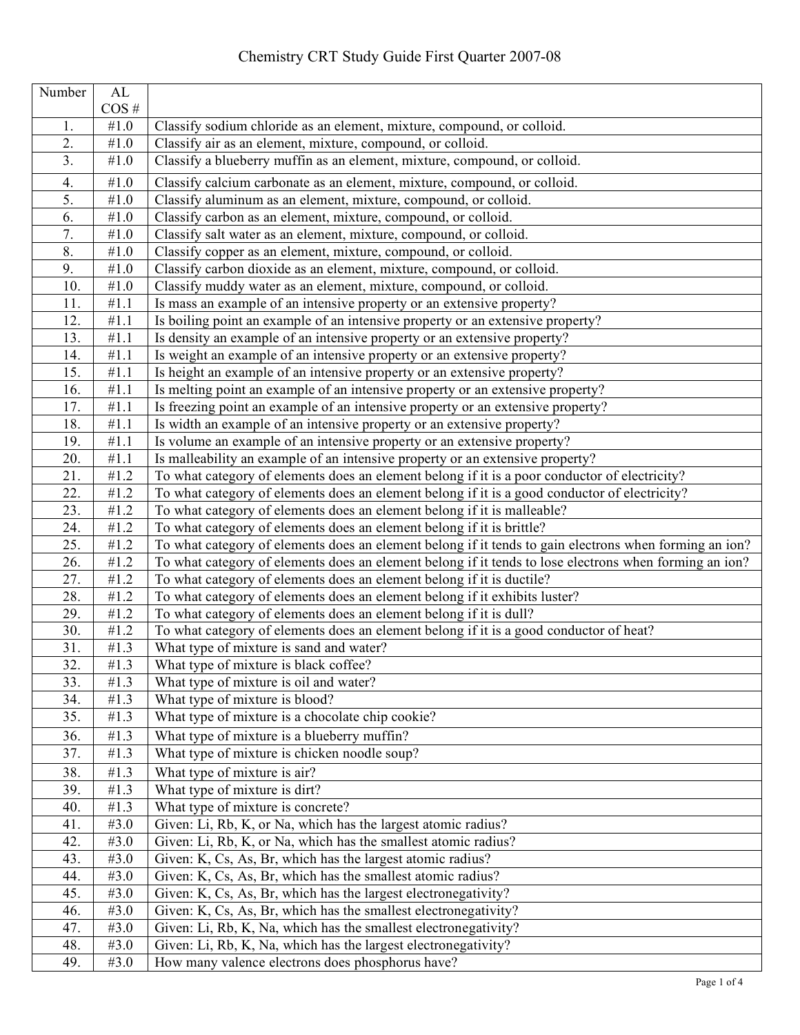# Chemistry CRT Study Guide First Quarter 2007-08

| Number | AL COS # | |
|---|---|---|
| 1. | #1.0 | Classify sodium chloride as an element, mixture, compound, or colloid. |
| 2. | #1.0 | Classify air as an element, mixture, compound, or colloid. |
| 3. | #1.0 | Classify a blueberry muffin as an element, mixture, compound, or colloid. |
| 4. | #1.0 | Classify calcium carbonate as an element, mixture, compound, or colloid. |
| 5. | #1.0 | Classify aluminum as an element, mixture, compound, or colloid. |
| 6. | #1.0 | Classify carbon as an element, mixture, compound, or colloid. |
| 7. | #1.0 | Classify salt water as an element, mixture, compound, or colloid. |
| 8. | #1.0 | Classify copper as an element, mixture, compound, or colloid. |
| 9. | #1.0 | Classify carbon dioxide as an element, mixture, compound, or colloid. |
| 10. | #1.0 | Classify muddy water as an element, mixture, compound, or colloid. |
| 11. | #1.1 | Is mass an example of an intensive property or an extensive property? |
| 12. | #1.1 | Is boiling point an example of an intensive property or an extensive property? |
| 13. | #1.1 | Is density an example of an intensive property or an extensive property? |
| 14. | #1.1 | Is weight an example of an intensive property or an extensive property? |
| 15. | #1.1 | Is height an example of an intensive property or an extensive property? |
| 16. | #1.1 | Is melting point an example of an intensive property or an extensive property? |
| 17. | #1.1 | Is freezing point an example of an intensive property or an extensive property? |
| 18. | #1.1 | Is width an example of an intensive property or an extensive property? |
| 19. | #1.1 | Is volume an example of an intensive property or an extensive property? |
| 20. | #1.1 | Is malleability an example of an intensive property or an extensive property? |
| 21. | #1.2 | To what category of elements does an element belong if it is a poor conductor of electricity? |
| 22. | #1.2 | To what category of elements does an element belong if it is a good conductor of electricity? |
| 23. | #1.2 | To what category of elements does an element belong if it is malleable? |
| 24. | #1.2 | To what category of elements does an element belong if it is brittle? |
| 25. | #1.2 | To what category of elements does an element belong if it tends to gain electrons when forming an ion? |
| 26. | #1.2 | To what category of elements does an element belong if it tends to lose electrons when forming an ion? |
| 27. | #1.2 | To what category of elements does an element belong if it is ductile? |
| 28. | #1.2 | To what category of elements does an element belong if it exhibits luster? |
| 29. | #1.2 | To what category of elements does an element belong if it is dull? |
| 30. | #1.2 | To what category of elements does an element belong if it is a good conductor of heat? |
| 31. | #1.3 | What type of mixture is sand and water? |
| 32. | #1.3 | What type of mixture is black coffee? |
| 33. | #1.3 | What type of mixture is oil and water? |
| 34. | #1.3 | What type of mixture is blood? |
| 35. | #1.3 | What type of mixture is a chocolate chip cookie? |
| 36. | #1.3 | What type of mixture is a blueberry muffin? |
| 37. | #1.3 | What type of mixture is chicken noodle soup? |
| 38. | #1.3 | What type of mixture is air? |
| 39. | #1.3 | What type of mixture is dirt? |
| 40. | #1.3 | What type of mixture is concrete? |
| 41. | #3.0 | Given: Li, Rb, K, or Na, which has the largest atomic radius? |
| 42. | #3.0 | Given: Li, Rb, K, or Na, which has the smallest atomic radius? |
| 43. | #3.0 | Given: K, Cs, As, Br, which has the largest atomic radius? |
| 44. | #3.0 | Given: K, Cs, As, Br, which has the smallest atomic radius? |
| 45. | #3.0 | Given: K, Cs, As, Br, which has the largest electronegativity? |
| 46. | #3.0 | Given: K, Cs, As, Br, which has the smallest electronegativity? |
| 47. | #3.0 | Given: Li, Rb, K, Na, which has the smallest electronegativity? |
| 48. | #3.0 | Given: Li, Rb, K, Na, which has the largest electronegativity? |
| 49. | #3.0 | How many valence electrons does phosphorus have? |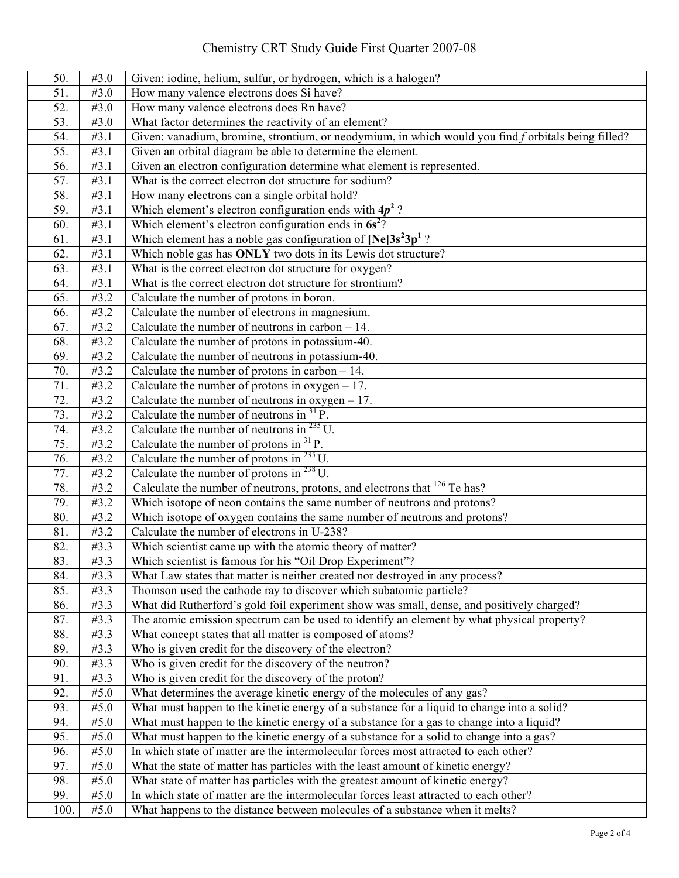# Chemistry CRT Study Guide First Quarter 2007-08

| | | |
|---|---|---|
| 50. | #3.0 | Given: iodine, helium, sulfur, or hydrogen, which is a halogen? |
| 51. | #3.0 | How many valence electrons does Si have? |
| 52. | #3.0 | How many valence electrons does Rn have? |
| 53. | #3.0 | What factor determines the reactivity of an element? |
| 54. | #3.1 | Given: vanadium, bromine, strontium, or neodymium, in which would you find *f* orbitals being filled? |
| 55. | #3.1 | Given an orbital diagram be able to determine the element. |
| 56. | #3.1 | Given an electron configuration determine what element is represented. |
| 57. | #3.1 | What is the correct electron dot structure for sodium? |
| 58. | #3.1 | How many electrons can a single orbital hold? |
| 59. | #3.1 | Which element's electron configuration ends with $\mathbf{4p^2}$ ? |
| 60. | #3.1 | Which element's electron configuration ends in $\mathbf{6s^2}$? |
| 61. | #3.1 | Which element has a noble gas configuration of $\mathbf{[Ne]3s^2 3p^1}$ ? |
| 62. | #3.1 | Which noble gas has **ONLY** two dots in its Lewis dot structure? |
| 63. | #3.1 | What is the correct electron dot structure for oxygen? |
| 64. | #3.1 | What is the correct electron dot structure for strontium? |
| 65. | #3.2 | Calculate the number of protons in boron. |
| 66. | #3.2 | Calculate the number of electrons in magnesium. |
| 67. | #3.2 | Calculate the number of neutrons in carbon – 14. |
| 68. | #3.2 | Calculate the number of protons in potassium-40. |
| 69. | #3.2 | Calculate the number of neutrons in potassium-40. |
| 70. | #3.2 | Calculate the number of protons in carbon – 14. |
| 71. | #3.2 | Calculate the number of protons in oxygen – 17. |
| 72. | #3.2 | Calculate the number of neutrons in oxygen – 17. |
| 73. | #3.2 | Calculate the number of neutrons in $^{31}P$. |
| 74. | #3.2 | Calculate the number of neutrons in $^{235}U$. |
| 75. | #3.2 | Calculate the number of protons in $^{31}P$. |
| 76. | #3.2 | Calculate the number of protons in $^{235}U$. |
| 77. | #3.2 | Calculate the number of protons in $^{238}U$. |
| 78. | #3.2 | Calculate the number of neutrons, protons, and electrons that $^{126}Te$ has? |
| 79. | #3.2 | Which isotope of neon contains the same number of neutrons and protons? |
| 80. | #3.2 | Which isotope of oxygen contains the same number of neutrons and protons? |
| 81. | #3.2 | Calculate the number of electrons in U-238? |
| 82. | #3.3 | Which scientist came up with the atomic theory of matter? |
| 83. | #3.3 | Which scientist is famous for his "Oil Drop Experiment"? |
| 84. | #3.3 | What Law states that matter is neither created nor destroyed in any process? |
| 85. | #3.3 | Thomson used the cathode ray to discover which subatomic particle? |
| 86. | #3.3 | What did Rutherford's gold foil experiment show was small, dense, and positively charged? |
| 87. | #3.3 | The atomic emission spectrum can be used to identify an element by what physical property? |
| 88. | #3.3 | What concept states that all matter is composed of atoms? |
| 89. | #3.3 | Who is given credit for the discovery of the electron? |
| 90. | #3.3 | Who is given credit for the discovery of the neutron? |
| 91. | #3.3 | Who is given credit for the discovery of the proton? |
| 92. | #5.0 | What determines the average kinetic energy of the molecules of any gas? |
| 93. | #5.0 | What must happen to the kinetic energy of a substance for a liquid to change into a solid? |
| 94. | #5.0 | What must happen to the kinetic energy of a substance for a gas to change into a liquid? |
| 95. | #5.0 | What must happen to the kinetic energy of a substance for a solid to change into a gas? |
| 96. | #5.0 | In which state of matter are the intermolecular forces most attracted to each other? |
| 97. | #5.0 | What the state of matter has particles with the least amount of kinetic energy? |
| 98. | #5.0 | What state of matter has particles with the greatest amount of kinetic energy? |
| 99. | #5.0 | In which state of matter are the intermolecular forces least attracted to each other? |
| 100. | #5.0 | What happens to the distance between molecules of a substance when it melts? |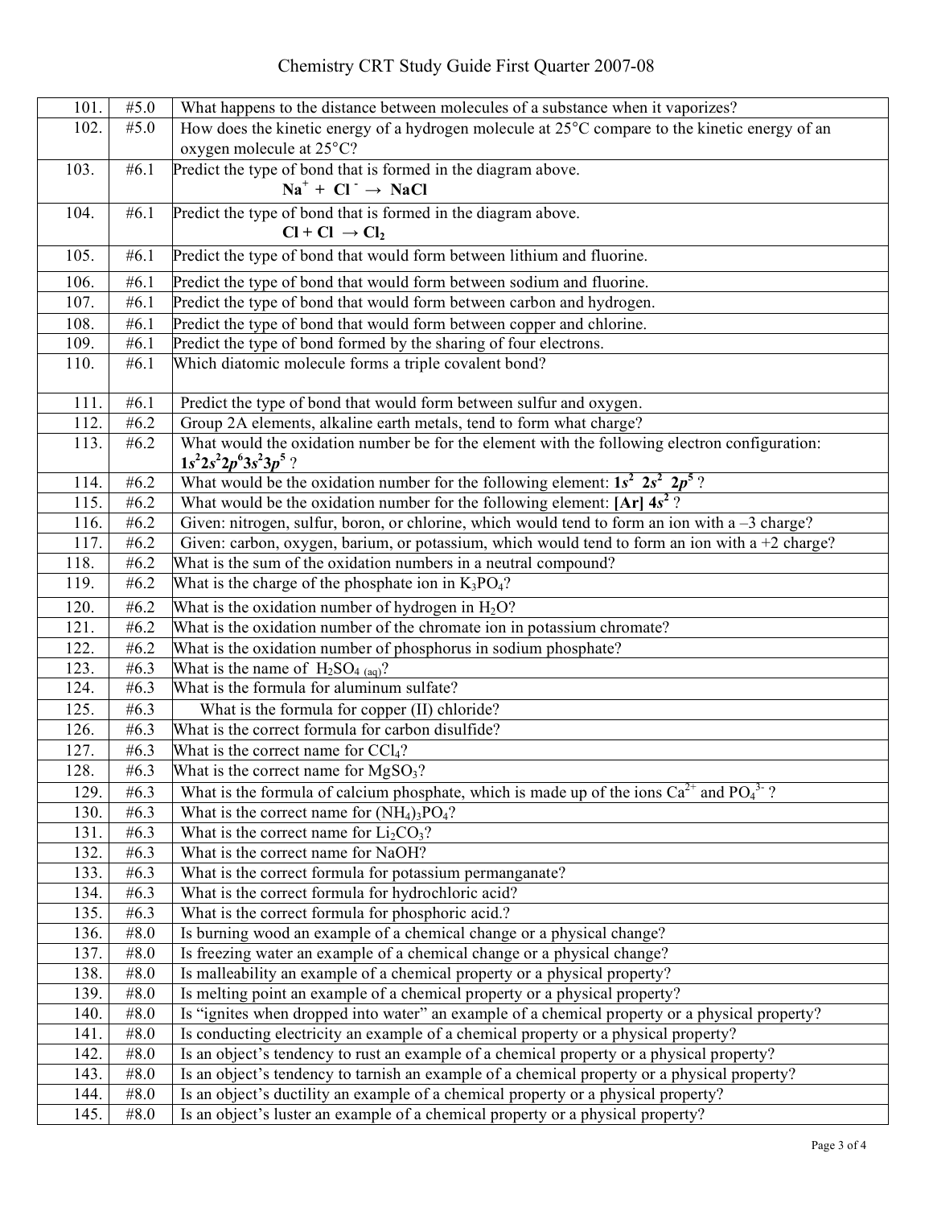# Chemistry CRT Study Guide First Quarter 2007-08

| | | |
|---|---|---|
| 101. | #5.0 | What happens to the distance between molecules of a substance when it vaporizes? |
| 102. | #5.0 | How does the kinetic energy of a hydrogen molecule at 25°C compare to the kinetic energy of an oxygen molecule at 25°C? |
| 103. | #6.1 | Predict the type of bond that is formed in the diagram above. **$Na^+ + Cl^- \rightarrow NaCl$** |
| 104. | #6.1 | Predict the type of bond that is formed in the diagram above. **$Cl + Cl \rightarrow Cl_2$** |
| 105. | #6.1 | Predict the type of bond that would form between lithium and fluorine. |
| 106. | #6.1 | Predict the type of bond that would form between sodium and fluorine. |
| 107. | #6.1 | Predict the type of bond that would form between carbon and hydrogen. |
| 108. | #6.1 | Predict the type of bond that would form between copper and chlorine. |
| 109. | #6.1 | Predict the type of bond formed by the sharing of four electrons. |
| 110. | #6.1 | Which diatomic molecule forms a triple covalent bond? |
| 111. | #6.1 | Predict the type of bond that would form between sulfur and oxygen. |
| 112. | #6.2 | Group 2A elements, alkaline earth metals, tend to form what charge? |
| 113. | #6.2 | What would the oxidation number be for the element with the following electron configuration: $1s^2 2s^2 2p^6 3s^2 3p^5$ ? |
| 114. | #6.2 | What would be the oxidation number for the following element: $1s^2\ 2s^2\ 2p^5$ ? |
| 115. | #6.2 | What would be the oxidation number for the following element: **[Ar] $4s^2$** ? |
| 116. | #6.2 | Given: nitrogen, sulfur, boron, or chlorine, which would tend to form an ion with a –3 charge? |
| 117. | #6.2 | Given: carbon, oxygen, barium, or potassium, which would tend to form an ion with a +2 charge? |
| 118. | #6.2 | What is the sum of the oxidation numbers in a neutral compound? |
| 119. | #6.2 | What is the charge of the phosphate ion in $K_3PO_4$? |
| 120. | #6.2 | What is the oxidation number of hydrogen in $H_2O$? |
| 121. | #6.2 | What is the oxidation number of the chromate ion in potassium chromate? |
| 122. | #6.2 | What is the oxidation number of phosphorus in sodium phosphate? |
| 123. | #6.3 | What is the name of $H_2SO_{4\ (aq)}$? |
| 124. | #6.3 | What is the formula for aluminum sulfate? |
| 125. | #6.3 | What is the formula for copper (II) chloride? |
| 126. | #6.3 | What is the correct formula for carbon disulfide? |
| 127. | #6.3 | What is the correct name for $CCl_4$? |
| 128. | #6.3 | What is the correct name for $MgSO_3$? |
| 129. | #6.3 | What is the formula of calcium phosphate, which is made up of the ions $Ca^{2+}$ and $PO_4^{3-}$ ? |
| 130. | #6.3 | What is the correct name for $(NH_4)_3PO_4$? |
| 131. | #6.3 | What is the correct name for $Li_2CO_3$? |
| 132. | #6.3 | What is the correct name for NaOH? |
| 133. | #6.3 | What is the correct formula for potassium permanganate? |
| 134. | #6.3 | What is the correct formula for hydrochloric acid? |
| 135. | #6.3 | What is the correct formula for phosphoric acid.? |
| 136. | #8.0 | Is burning wood an example of a chemical change or a physical change? |
| 137. | #8.0 | Is freezing water an example of a chemical change or a physical change? |
| 138. | #8.0 | Is malleability an example of a chemical property or a physical property? |
| 139. | #8.0 | Is melting point an example of a chemical property or a physical property? |
| 140. | #8.0 | Is "ignites when dropped into water" an example of a chemical property or a physical property? |
| 141. | #8.0 | Is conducting electricity an example of a chemical property or a physical property? |
| 142. | #8.0 | Is an object's tendency to rust an example of a chemical property or a physical property? |
| 143. | #8.0 | Is an object's tendency to tarnish an example of a chemical property or a physical property? |
| 144. | #8.0 | Is an object's ductility an example of a chemical property or a physical property? |
| 145. | #8.0 | Is an object's luster an example of a chemical property or a physical property? |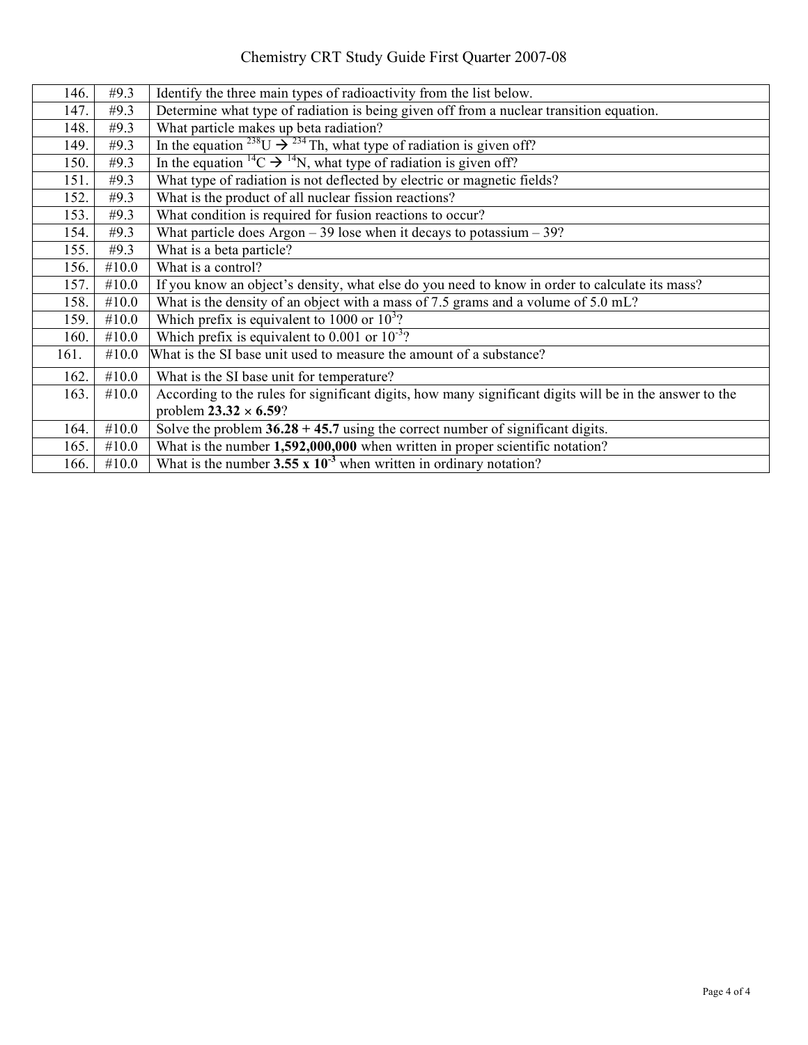| | | |
|---|---|---|
| 146. | #9.3 | Identify the three main types of radioactivity from the list below. |
| 147. | #9.3 | Determine what type of radiation is being given off from a nuclear transition equation. |
| 148. | #9.3 | What particle makes up beta radiation? |
| 149. | #9.3 | In the equation $^{238}U \rightarrow {}^{234}Th$, what type of radiation is given off? |
| 150. | #9.3 | In the equation $^{14}C \rightarrow {}^{14}N$, what type of radiation is given off? |
| 151. | #9.3 | What type of radiation is not deflected by electric or magnetic fields? |
| 152. | #9.3 | What is the product of all nuclear fission reactions? |
| 153. | #9.3 | What condition is required for fusion reactions to occur? |
| 154. | #9.3 | What particle does Argon – 39 lose when it decays to potassium – 39? |
| 155. | #9.3 | What is a beta particle? |
| 156. | #10.0 | What is a control? |
| 157. | #10.0 | If you know an object's density, what else do you need to know in order to calculate its mass? |
| 158. | #10.0 | What is the density of an object with a mass of 7.5 grams and a volume of 5.0 mL? |
| 159. | #10.0 | Which prefix is equivalent to 1000 or $10^3$? |
| 160. | #10.0 | Which prefix is equivalent to 0.001 or $10^{-3}$? |
| 161. | #10.0 | What is the SI base unit used to measure the amount of a substance? |
| 162. | #10.0 | What is the SI base unit for temperature? |
| 163. | #10.0 | According to the rules for significant digits, how many significant digits will be in the answer to the problem **23.32 × 6.59**? |
| 164. | #10.0 | Solve the problem **36.28 + 45.7** using the correct number of significant digits. |
| 165. | #10.0 | What is the number **1,592,000,000** when written in proper scientific notation? |
| 166. | #10.0 | What is the number **$3.55 \times 10^{-3}$** when written in ordinary notation? |